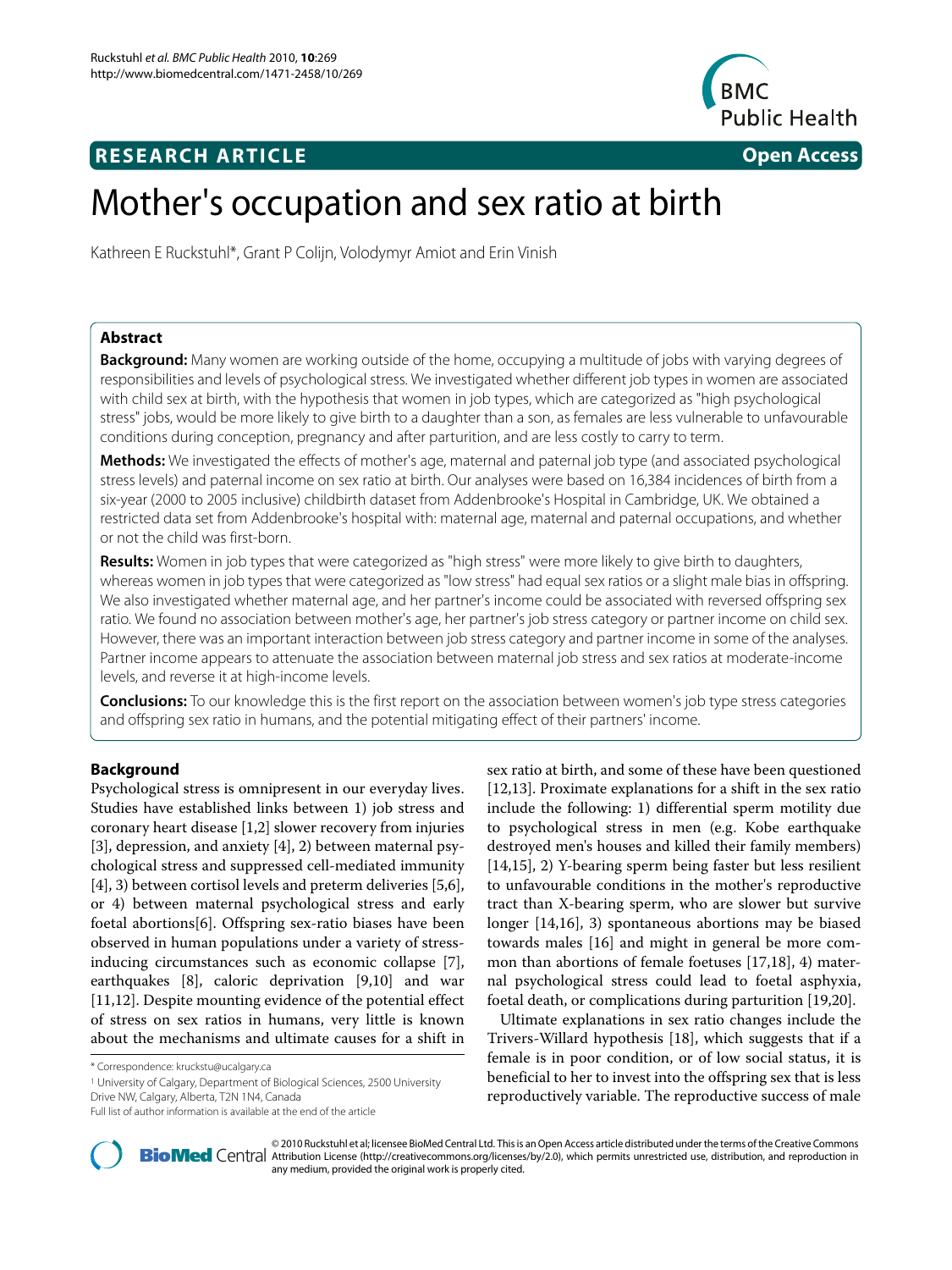## RESEARCH ARTICLE

**Open Access**

# Mother's occupation and sex ratio at birth

Kathreen E Ruckstuhl[1]*, Grant P Colijn, Volodymyr Amiot and Erin Vinish

## Abstract

**Background:** Many women are working outside of the home, occupying a multitude of jobs with varying degrees of responsibilities and levels of psychological stress. We investigated whether different job types in women are associated with child sex at birth, with the hypothesis that women in job types, which are categorized as "high psychological stress" jobs, would be more likely to give birth to a daughter than a son, as females are less vulnerable to unfavourable conditions during conception, pregnancy and after parturition, and are less costly to carry to term.

**Methods:** We investigated the effects of mother's age, maternal and paternal job type (and associated psychological stress levels) and paternal income on sex ratio at birth. Our analyses were based on 16,384 incidences of birth from a six-year (2000 to 2005 inclusive) childbirth dataset from Addenbrooke's Hospital in Cambridge, UK. We obtained a restricted data set from Addenbrooke's hospital with: maternal age, maternal and paternal occupations, and whether or not the child was first-born.

**Results:** Women in job types that were categorized as "high stress" were more likely to give birth to daughters, whereas women in job types that were categorized as "low stress" had equal sex ratios or a slight male bias in offspring. We also investigated whether maternal age, and her partner's income could be associated with reversed offspring sex ratio. We found no association between mother's age, her partner's job stress category or partner income on child sex. However, there was an important interaction between job stress category and partner income in some of the analyses. Partner income appears to attenuate the association between maternal job stress and sex ratios at moderate-income levels, and reverse it at high-income levels.

**Conclusions:** To our knowledge this is the first report on the association between women's job type stress categories and offspring sex ratio in humans, and the potential mitigating effect of their partners' income.

## Background

Psychological stress is omnipresent in our everyday lives. Studies have established links between 1) job stress and coronary heart disease [1,2] slower recovery from injuries [3], depression, and anxiety [4], 2) between maternal psychological stress and suppressed cell-mediated immunity [4], 3) between cortisol levels and preterm deliveries [5,6], or 4) between maternal psychological stress and early foetal abortions[6]. Offspring sex-ratio biases have been observed in human populations under a variety of stress-inducing circumstances such as economic collapse [7], earthquakes [8], caloric deprivation [9,10] and war [11,12]. Despite mounting evidence of the potential effect of stress on sex ratios in humans, very little is known about the mechanisms and ultimate causes for a shift in sex ratio at birth, and some of these have been questioned [12,13]. Proximate explanations for a shift in the sex ratio include the following: 1) differential sperm motility due to psychological stress in men (e.g. Kobe earthquake destroyed men's houses and killed their family members) [14,15], 2) Y-bearing sperm being faster but less resilient to unfavourable conditions in the mother's reproductive tract than X-bearing sperm, who are slower but survive longer [14,16], 3) spontaneous abortions may be biased towards males [16] and might in general be more common than abortions of female foetuses [17,18], 4) maternal psychological stress could lead to foetal asphyxia, foetal death, or complications during parturition [19,20].

Ultimate explanations in sex ratio changes include the Trivers-Willard hypothesis [18], which suggests that if a female is in poor condition, or of low social status, it is beneficial to her to invest into the offspring sex that is less reproductively variable. The reproductive success of male

\* Correspondence: kruckstu@ucalgary.ca

[1] University of Calgary, Department of Biological Sciences, 2500 University Drive NW, Calgary, Alberta, T2N 1N4, Canada

Full list of author information is available at the end of the article

© 2010 Ruckstuhl et al; licensee BioMed Central Ltd. This is an Open Access article distributed under the terms of the Creative Commons Attribution License (http://creativecommons.org/licenses/by/2.0), which permits unrestricted use, distribution, and reproduction in any medium, provided the original work is properly cited.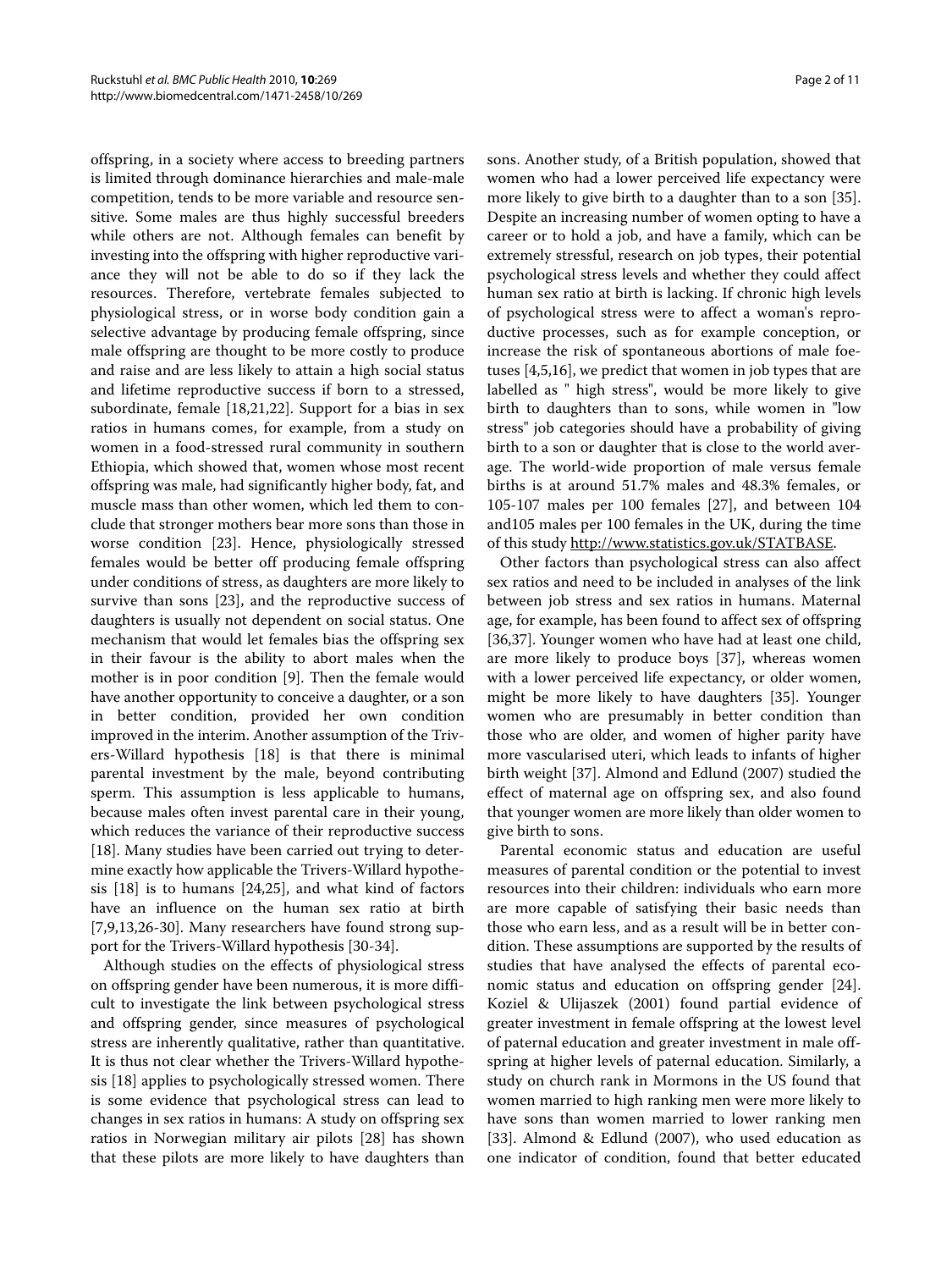offspring, in a society where access to breeding partners is limited through dominance hierarchies and male-male competition, tends to be more variable and resource sensitive. Some males are thus highly successful breeders while others are not. Although females can benefit by investing into the offspring with higher reproductive variance they will not be able to do so if they lack the resources. Therefore, vertebrate females subjected to physiological stress, or in worse body condition gain a selective advantage by producing female offspring, since male offspring are thought to be more costly to produce and raise and are less likely to attain a high social status and lifetime reproductive success if born to a stressed, subordinate, female [18,21,22]. Support for a bias in sex ratios in humans comes, for example, from a study on women in a food-stressed rural community in southern Ethiopia, which showed that, women whose most recent offspring was male, had significantly higher body, fat, and muscle mass than other women, which led them to conclude that stronger mothers bear more sons than those in worse condition [23]. Hence, physiologically stressed females would be better off producing female offspring under conditions of stress, as daughters are more likely to survive than sons [23], and the reproductive success of daughters is usually not dependent on social status. One mechanism that would let females bias the offspring sex in their favour is the ability to abort males when the mother is in poor condition [9]. Then the female would have another opportunity to conceive a daughter, or a son in better condition, provided her own condition improved in the interim. Another assumption of the Trivers-Willard hypothesis [18] is that there is minimal parental investment by the male, beyond contributing sperm. This assumption is less applicable to humans, because males often invest parental care in their young, which reduces the variance of their reproductive success [18]. Many studies have been carried out trying to determine exactly how applicable the Trivers-Willard hypothesis [18] is to humans [24,25], and what kind of factors have an influence on the human sex ratio at birth [7,9,13,26-30]. Many researchers have found strong support for the Trivers-Willard hypothesis [30-34].

Although studies on the effects of physiological stress on offspring gender have been numerous, it is more difficult to investigate the link between psychological stress and offspring gender, since measures of psychological stress are inherently qualitative, rather than quantitative. It is thus not clear whether the Trivers-Willard hypothesis [18] applies to psychologically stressed women. There is some evidence that psychological stress can lead to changes in sex ratios in humans: A study on offspring sex ratios in Norwegian military air pilots [28] has shown that these pilots are more likely to have daughters than sons. Another study, of a British population, showed that women who had a lower perceived life expectancy were more likely to give birth to a daughter than to a son [35]. Despite an increasing number of women opting to have a career or to hold a job, and have a family, which can be extremely stressful, research on job types, their potential psychological stress levels and whether they could affect human sex ratio at birth is lacking. If chronic high levels of psychological stress were to affect a woman's reproductive processes, such as for example conception, or increase the risk of spontaneous abortions of male foetuses [4,5,16], we predict that women in job types that are labelled as " high stress", would be more likely to give birth to daughters than to sons, while women in "low stress" job categories should have a probability of giving birth to a son or daughter that is close to the world average. The world-wide proportion of male versus female births is at around 51.7% males and 48.3% females, or 105-107 males per 100 females [27], and between 104 and105 males per 100 females in the UK, during the time of this study http://www.statistics.gov.uk/STATBASE.

Other factors than psychological stress can also affect sex ratios and need to be included in analyses of the link between job stress and sex ratios in humans. Maternal age, for example, has been found to affect sex of offspring [36,37]. Younger women who have had at least one child, are more likely to produce boys [37], whereas women with a lower perceived life expectancy, or older women, might be more likely to have daughters [35]. Younger women who are presumably in better condition than those who are older, and women of higher parity have more vascularised uteri, which leads to infants of higher birth weight [37]. Almond and Edlund (2007) studied the effect of maternal age on offspring sex, and also found that younger women are more likely than older women to give birth to sons.

Parental economic status and education are useful measures of parental condition or the potential to invest resources into their children: individuals who earn more are more capable of satisfying their basic needs than those who earn less, and as a result will be in better condition. These assumptions are supported by the results of studies that have analysed the effects of parental economic status and education on offspring gender [24]. Koziel & Ulijaszek (2001) found partial evidence of greater investment in female offspring at the lowest level of paternal education and greater investment in male offspring at higher levels of paternal education. Similarly, a study on church rank in Mormons in the US found that women married to high ranking men were more likely to have sons than women married to lower ranking men [33]. Almond & Edlund (2007), who used education as one indicator of condition, found that better educated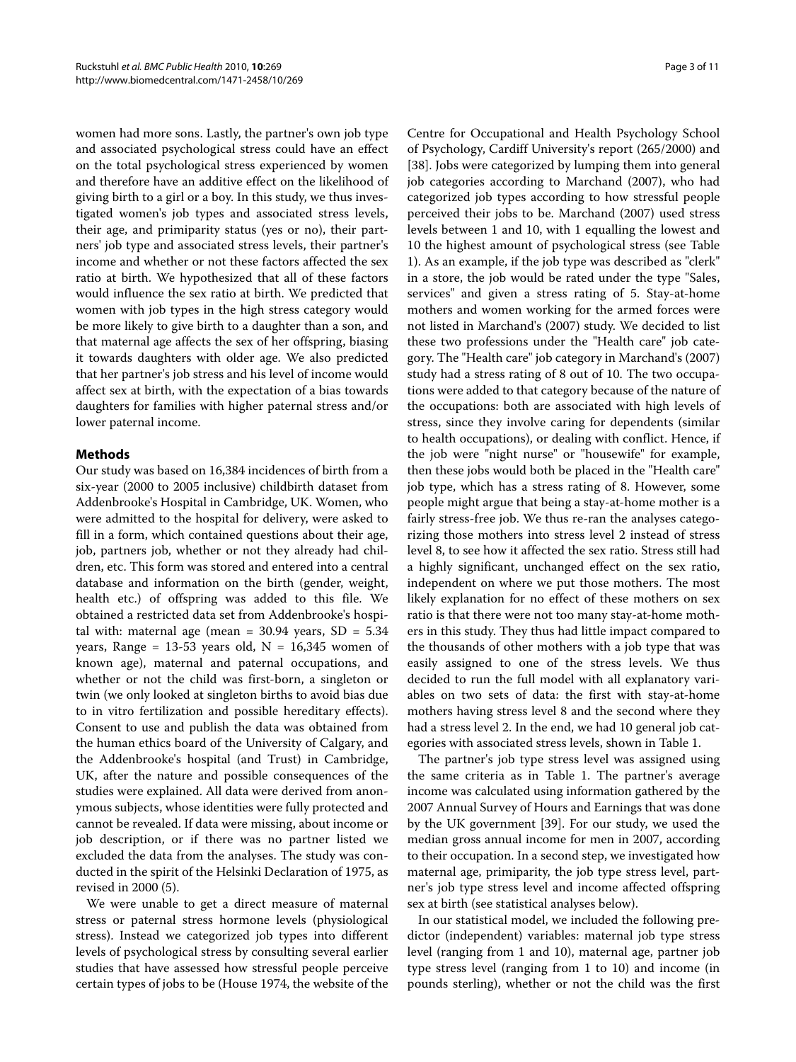women had more sons. Lastly, the partner's own job type and associated psychological stress could have an effect on the total psychological stress experienced by women and therefore have an additive effect on the likelihood of giving birth to a girl or a boy. In this study, we thus investigated women's job types and associated stress levels, their age, and primiparity status (yes or no), their partners' job type and associated stress levels, their partner's income and whether or not these factors affected the sex ratio at birth. We hypothesized that all of these factors would influence the sex ratio at birth. We predicted that women with job types in the high stress category would be more likely to give birth to a daughter than a son, and that maternal age affects the sex of her offspring, biasing it towards daughters with older age. We also predicted that her partner's job stress and his level of income would affect sex at birth, with the expectation of a bias towards daughters for families with higher paternal stress and/or lower paternal income.

## Methods

Our study was based on 16,384 incidences of birth from a six-year (2000 to 2005 inclusive) childbirth dataset from Addenbrooke's Hospital in Cambridge, UK. Women, who were admitted to the hospital for delivery, were asked to fill in a form, which contained questions about their age, job, partners job, whether or not they already had children, etc. This form was stored and entered into a central database and information on the birth (gender, weight, health etc.) of offspring was added to this file. We obtained a restricted data set from Addenbrooke's hospital with: maternal age (mean = 30.94 years, SD = 5.34 years, Range = 13-53 years old, N = 16,345 women of known age), maternal and paternal occupations, and whether or not the child was first-born, a singleton or twin (we only looked at singleton births to avoid bias due to in vitro fertilization and possible hereditary effects). Consent to use and publish the data was obtained from the human ethics board of the University of Calgary, and the Addenbrooke's hospital (and Trust) in Cambridge, UK, after the nature and possible consequences of the studies were explained. All data were derived from anonymous subjects, whose identities were fully protected and cannot be revealed. If data were missing, about income or job description, or if there was no partner listed we excluded the data from the analyses. The study was conducted in the spirit of the Helsinki Declaration of 1975, as revised in 2000 (5).

We were unable to get a direct measure of maternal stress or paternal stress hormone levels (physiological stress). Instead we categorized job types into different levels of psychological stress by consulting several earlier studies that have assessed how stressful people perceive certain types of jobs to be (House 1974, the website of the Centre for Occupational and Health Psychology School of Psychology, Cardiff University's report (265/2000) and [38]. Jobs were categorized by lumping them into general job categories according to Marchand (2007), who had categorized job types according to how stressful people perceived their jobs to be. Marchand (2007) used stress levels between 1 and 10, with 1 equalling the lowest and 10 the highest amount of psychological stress (see Table 1). As an example, if the job type was described as "clerk" in a store, the job would be rated under the type "Sales, services" and given a stress rating of 5. Stay-at-home mothers and women working for the armed forces were not listed in Marchand's (2007) study. We decided to list these two professions under the "Health care" job category. The "Health care" job category in Marchand's (2007) study had a stress rating of 8 out of 10. The two occupations were added to that category because of the nature of the occupations: both are associated with high levels of stress, since they involve caring for dependents (similar to health occupations), or dealing with conflict. Hence, if the job were "night nurse" or "housewife" for example, then these jobs would both be placed in the "Health care" job type, which has a stress rating of 8. However, some people might argue that being a stay-at-home mother is a fairly stress-free job. We thus re-ran the analyses categorizing those mothers into stress level 2 instead of stress level 8, to see how it affected the sex ratio. Stress still had a highly significant, unchanged effect on the sex ratio, independent on where we put those mothers. The most likely explanation for no effect of these mothers on sex ratio is that there were not too many stay-at-home mothers in this study. They thus had little impact compared to the thousands of other mothers with a job type that was easily assigned to one of the stress levels. We thus decided to run the full model with all explanatory variables on two sets of data: the first with stay-at-home mothers having stress level 8 and the second where they had a stress level 2. In the end, we had 10 general job categories with associated stress levels, shown in Table 1.

The partner's job type stress level was assigned using the same criteria as in Table 1. The partner's average income was calculated using information gathered by the 2007 Annual Survey of Hours and Earnings that was done by the UK government [39]. For our study, we used the median gross annual income for men in 2007, according to their occupation. In a second step, we investigated how maternal age, primiparity, the job type stress level, partner's job type stress level and income affected offspring sex at birth (see statistical analyses below).

In our statistical model, we included the following predictor (independent) variables: maternal job type stress level (ranging from 1 and 10), maternal age, partner job type stress level (ranging from 1 to 10) and income (in pounds sterling), whether or not the child was the first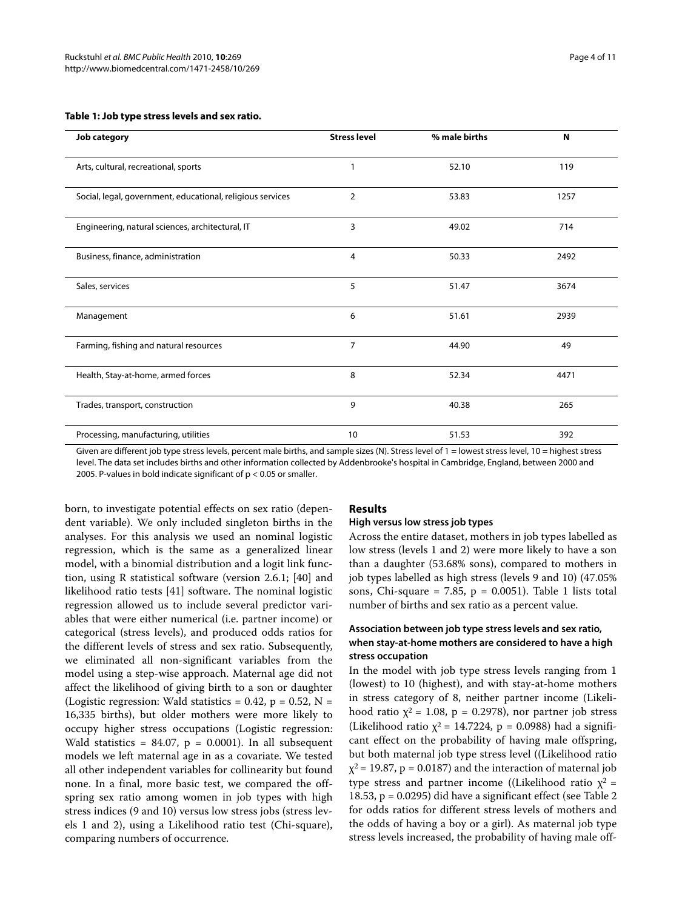**Table 1: Job type stress levels and sex ratio.**

| Job category | Stress level | % male births | N |
| --- | --- | --- | --- |
| Arts, cultural, recreational, sports | 1 | 52.10 | 119 |
| Social, legal, government, educational, religious services | 2 | 53.83 | 1257 |
| Engineering, natural sciences, architectural, IT | 3 | 49.02 | 714 |
| Business, finance, administration | 4 | 50.33 | 2492 |
| Sales, services | 5 | 51.47 | 3674 |
| Management | 6 | 51.61 | 2939 |
| Farming, fishing and natural resources | 7 | 44.90 | 49 |
| Health, Stay-at-home, armed forces | 8 | 52.34 | 4471 |
| Trades, transport, construction | 9 | 40.38 | 265 |
| Processing, manufacturing, utilities | 10 | 51.53 | 392 |

Given are different job type stress levels, percent male births, and sample sizes (N). Stress level of 1 = lowest stress level, 10 = highest stress level. The data set includes births and other information collected by Addenbrooke's hospital in Cambridge, England, between 2000 and 2005. P-values in bold indicate significant of p < 0.05 or smaller.

born, to investigate potential effects on sex ratio (dependent variable). We only included singleton births in the analyses. For this analysis we used an nominal logistic regression, which is the same as a generalized linear model, with a binomial distribution and a logit link function, using R statistical software (version 2.6.1; [40] and likelihood ratio tests [41] software. The nominal logistic regression allowed us to include several predictor variables that were either numerical (i.e. partner income) or categorical (stress levels), and produced odds ratios for the different levels of stress and sex ratio. Subsequently, we eliminated all non-significant variables from the model using a step-wise approach. Maternal age did not affect the likelihood of giving birth to a son or daughter (Logistic regression: Wald statistics = 0.42, $p = 0.52$, $N = 16{,}335$ births), but older mothers were more likely to occupy higher stress occupations (Logistic regression: Wald statistics = 84.07, $p = 0.0001$). In all subsequent models we left maternal age in as a covariate. We tested all other independent variables for collinearity but found none. In a final, more basic test, we compared the offspring sex ratio among women in job types with high stress indices (9 and 10) versus low stress jobs (stress levels 1 and 2), using a Likelihood ratio test (Chi-square), comparing numbers of occurrence.

## Results

### High versus low stress job types

Across the entire dataset, mothers in job types labelled as low stress (levels 1 and 2) were more likely to have a son than a daughter (53.68% sons), compared to mothers in job types labelled as high stress (levels 9 and 10) (47.05% sons, Chi-square = 7.85, $p = 0.0051$). Table 1 lists total number of births and sex ratio as a percent value.

### Association between job type stress levels and sex ratio, when stay-at-home mothers are considered to have a high stress occupation

In the model with job type stress levels ranging from 1 (lowest) to 10 (highest), and with stay-at-home mothers in stress category of 8, neither partner income (Likelihood ratio $\chi^2 = 1.08$, $p = 0.2978$), nor partner job stress (Likelihood ratio $\chi^2 = 14.7224$, $p = 0.0988$) had a significant effect on the probability of having male offspring, but both maternal job type stress level ((Likelihood ratio $\chi^2 = 19.87$, $p = 0.0187$) and the interaction of maternal job type stress and partner income ((Likelihood ratio $\chi^2 = 18.53$, $p = 0.0295$) did have a significant effect (see Table 2 for odds ratios for different stress levels of mothers and the odds of having a boy or a girl). As maternal job type stress levels increased, the probability of having male off-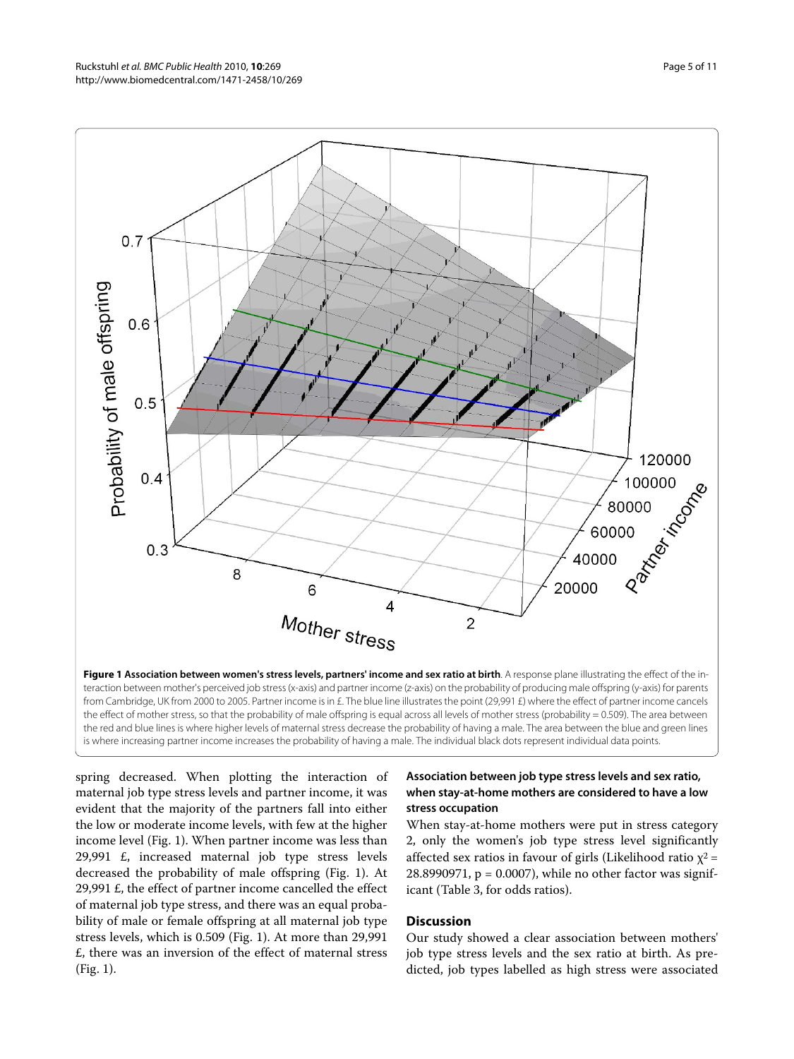**Figure 1 Association between women's stress levels, partners' income and sex ratio at birth**. A response plane illustrating the effect of the interaction between mother's perceived job stress (x-axis) and partner income (z-axis) on the probability of producing male offspring (y-axis) for parents from Cambridge, UK from 2000 to 2005. Partner income is in £. The blue line illustrates the point (29,991 £) where the effect of partner income cancels the effect of mother stress, so that the probability of male offspring is equal across all levels of mother stress (probability = 0.509). The area between the red and blue lines is where higher levels of maternal stress decrease the probability of having a male. The area between the blue and green lines is where increasing partner income increases the probability of having a male. The individual black dots represent individual data points.

spring decreased. When plotting the interaction of maternal job type stress levels and partner income, it was evident that the majority of the partners fall into either the low or moderate income levels, with few at the higher income level (Fig. 1). When partner income was less than 29,991 £, increased maternal job type stress levels decreased the probability of male offspring (Fig. 1). At 29,991 £, the effect of partner income cancelled the effect of maternal job type stress, and there was an equal probability of male or female offspring at all maternal job type stress levels, which is 0.509 (Fig. 1). At more than 29,991 £, there was an inversion of the effect of maternal stress (Fig. 1).

### Association between job type stress levels and sex ratio, when stay-at-home mothers are considered to have a low stress occupation

When stay-at-home mothers were put in stress category 2, only the women's job type stress level significantly affected sex ratios in favour of girls (Likelihood ratio $\chi^2$ = 28.8990971, $p$ = 0.0007), while no other factor was significant (Table 3, for odds ratios).

## Discussion

Our study showed a clear association between mothers' job type stress levels and the sex ratio at birth. As predicted, job types labelled as high stress were associated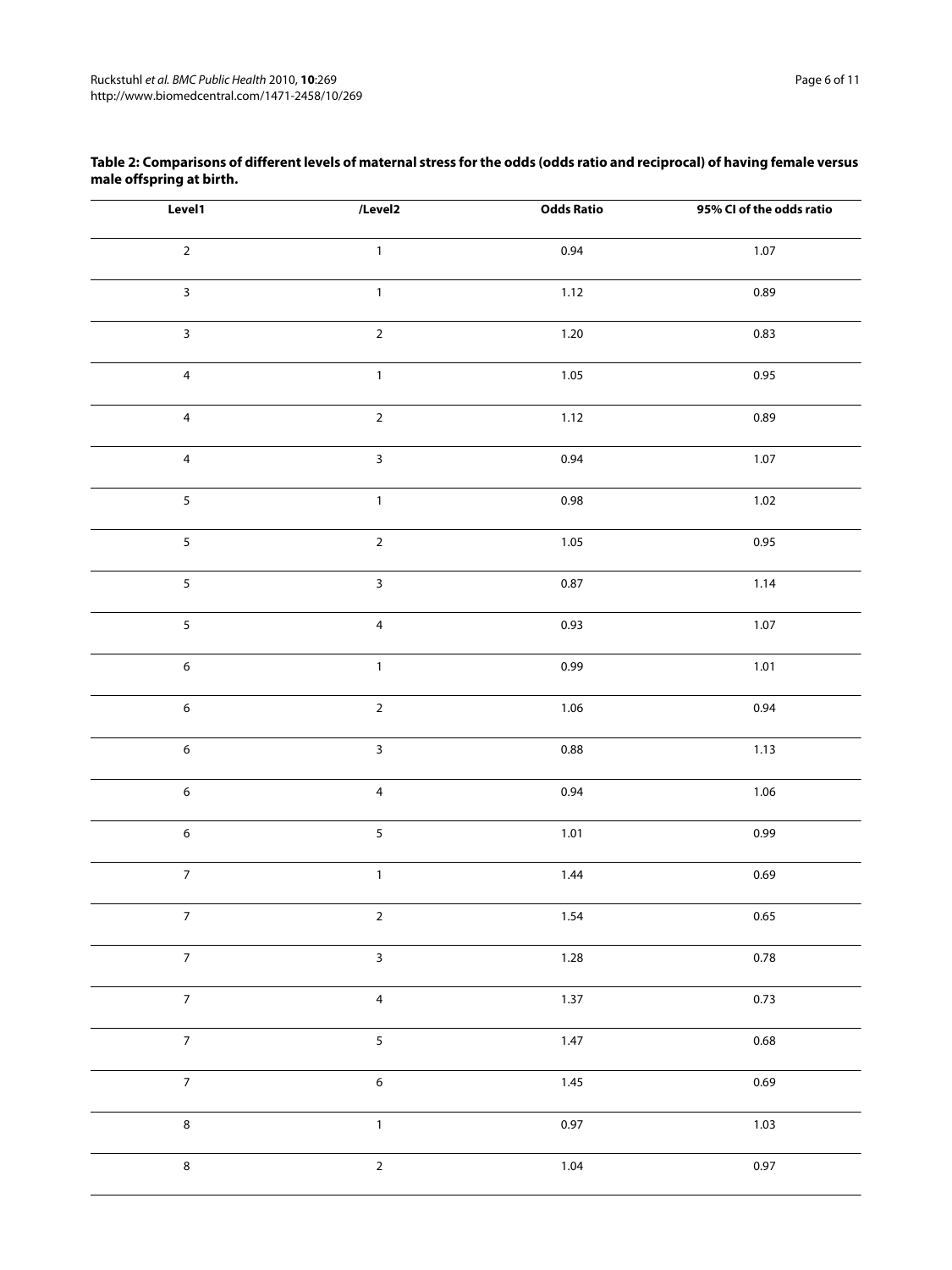**Table 2: Comparisons of different levels of maternal stress for the odds (odds ratio and reciprocal) of having female versus male offspring at birth.**

| Level1 | /Level2 | Odds Ratio | 95% CI of the odds ratio |
|---|---|---|---|
| 2 | 1 | 0.94 | 1.07 |
| 3 | 1 | 1.12 | 0.89 |
| 3 | 2 | 1.20 | 0.83 |
| 4 | 1 | 1.05 | 0.95 |
| 4 | 2 | 1.12 | 0.89 |
| 4 | 3 | 0.94 | 1.07 |
| 5 | 1 | 0.98 | 1.02 |
| 5 | 2 | 1.05 | 0.95 |
| 5 | 3 | 0.87 | 1.14 |
| 5 | 4 | 0.93 | 1.07 |
| 6 | 1 | 0.99 | 1.01 |
| 6 | 2 | 1.06 | 0.94 |
| 6 | 3 | 0.88 | 1.13 |
| 6 | 4 | 0.94 | 1.06 |
| 6 | 5 | 1.01 | 0.99 |
| 7 | 1 | 1.44 | 0.69 |
| 7 | 2 | 1.54 | 0.65 |
| 7 | 3 | 1.28 | 0.78 |
| 7 | 4 | 1.37 | 0.73 |
| 7 | 5 | 1.47 | 0.68 |
| 7 | 6 | 1.45 | 0.69 |
| 8 | 1 | 0.97 | 1.03 |
| 8 | 2 | 1.04 | 0.97 |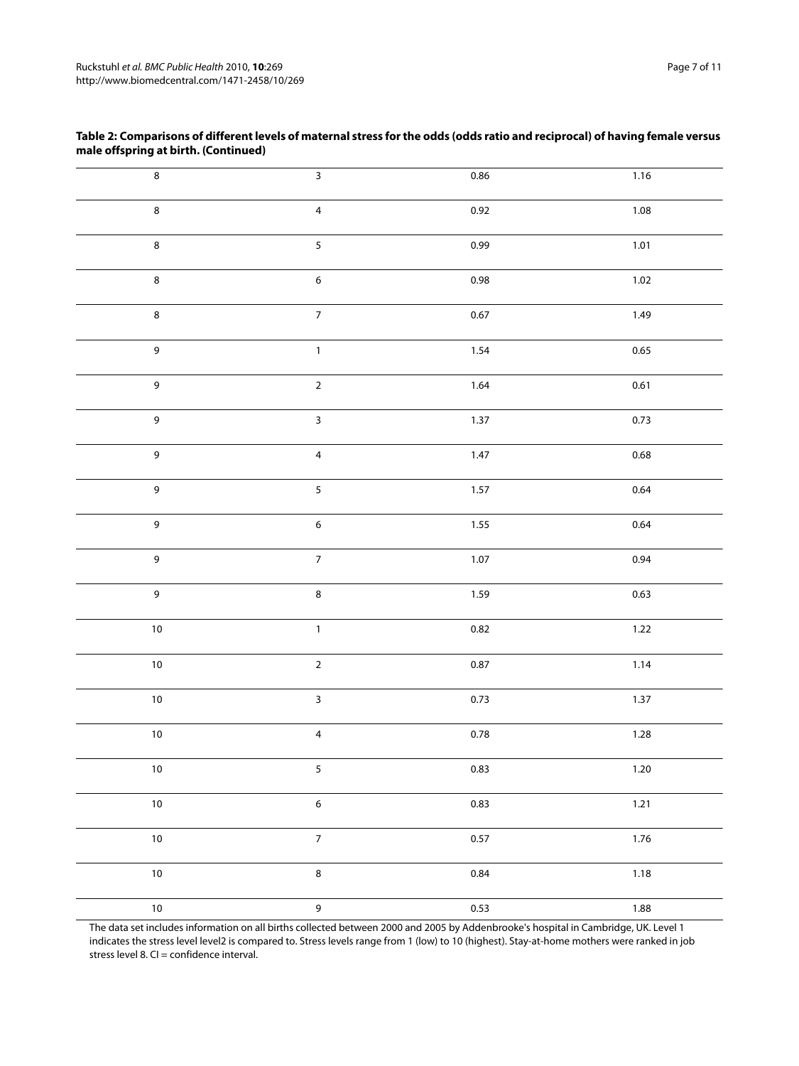**Table 2: Comparisons of different levels of maternal stress for the odds (odds ratio and reciprocal) of having female versus male offspring at birth. (Continued)**

| | | | |
|---|---|---|---|
| 8 | 3 | 0.86 | 1.16 |
| 8 | 4 | 0.92 | 1.08 |
| 8 | 5 | 0.99 | 1.01 |
| 8 | 6 | 0.98 | 1.02 |
| 8 | 7 | 0.67 | 1.49 |
| 9 | 1 | 1.54 | 0.65 |
| 9 | 2 | 1.64 | 0.61 |
| 9 | 3 | 1.37 | 0.73 |
| 9 | 4 | 1.47 | 0.68 |
| 9 | 5 | 1.57 | 0.64 |
| 9 | 6 | 1.55 | 0.64 |
| 9 | 7 | 1.07 | 0.94 |
| 9 | 8 | 1.59 | 0.63 |
| 10 | 1 | 0.82 | 1.22 |
| 10 | 2 | 0.87 | 1.14 |
| 10 | 3 | 0.73 | 1.37 |
| 10 | 4 | 0.78 | 1.28 |
| 10 | 5 | 0.83 | 1.20 |
| 10 | 6 | 0.83 | 1.21 |
| 10 | 7 | 0.57 | 1.76 |
| 10 | 8 | 0.84 | 1.18 |
| 10 | 9 | 0.53 | 1.88 |

The data set includes information on all births collected between 2000 and 2005 by Addenbrooke's hospital in Cambridge, UK. Level 1 indicates the stress level level2 is compared to. Stress levels range from 1 (low) to 10 (highest). Stay-at-home mothers were ranked in job stress level 8. CI = confidence interval.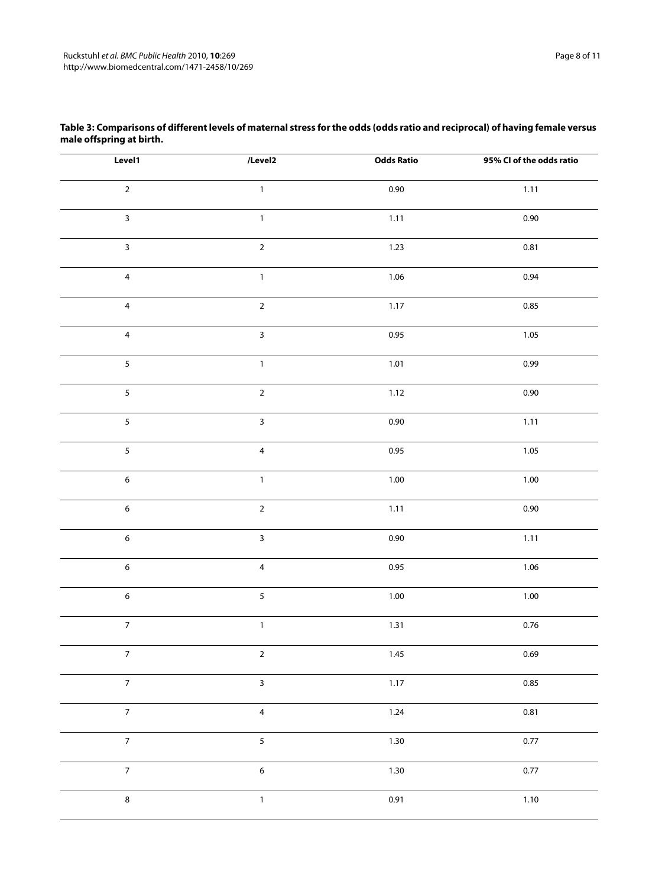**Table 3: Comparisons of different levels of maternal stress for the odds (odds ratio and reciprocal) of having female versus male offspring at birth.**

| Level1 | /Level2 | Odds Ratio | 95% CI of the odds ratio |
| --- | --- | --- | --- |
| 2 | 1 | 0.90 | 1.11 |
| 3 | 1 | 1.11 | 0.90 |
| 3 | 2 | 1.23 | 0.81 |
| 4 | 1 | 1.06 | 0.94 |
| 4 | 2 | 1.17 | 0.85 |
| 4 | 3 | 0.95 | 1.05 |
| 5 | 1 | 1.01 | 0.99 |
| 5 | 2 | 1.12 | 0.90 |
| 5 | 3 | 0.90 | 1.11 |
| 5 | 4 | 0.95 | 1.05 |
| 6 | 1 | 1.00 | 1.00 |
| 6 | 2 | 1.11 | 0.90 |
| 6 | 3 | 0.90 | 1.11 |
| 6 | 4 | 0.95 | 1.06 |
| 6 | 5 | 1.00 | 1.00 |
| 7 | 1 | 1.31 | 0.76 |
| 7 | 2 | 1.45 | 0.69 |
| 7 | 3 | 1.17 | 0.85 |
| 7 | 4 | 1.24 | 0.81 |
| 7 | 5 | 1.30 | 0.77 |
| 7 | 6 | 1.30 | 0.77 |
| 8 | 1 | 0.91 | 1.10 |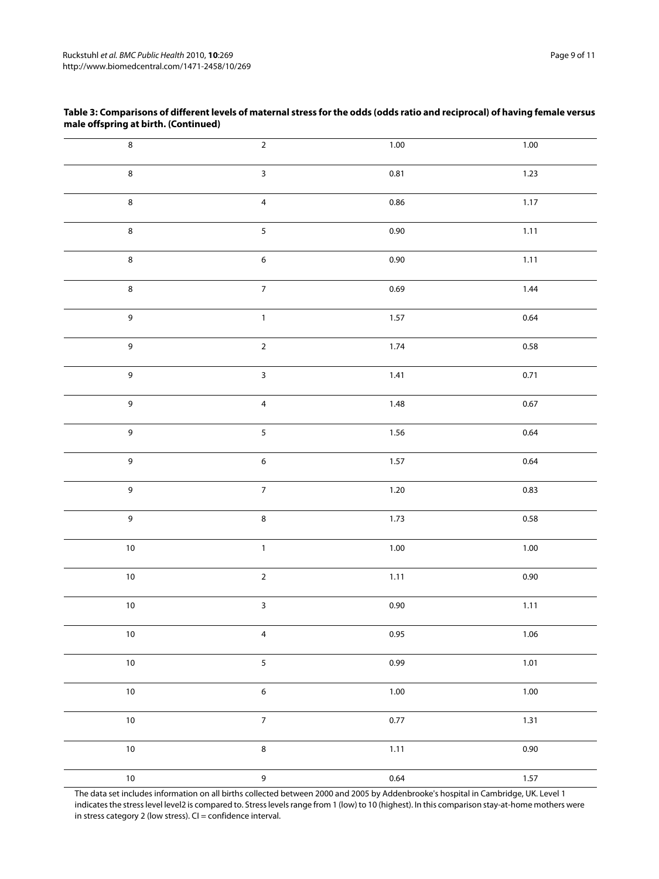**Table 3: Comparisons of different levels of maternal stress for the odds (odds ratio and reciprocal) of having female versus male offspring at birth. (Continued)**

| | | | |
|---|---|---|---|
| 8 | 2 | 1.00 | 1.00 |
| 8 | 3 | 0.81 | 1.23 |
| 8 | 4 | 0.86 | 1.17 |
| 8 | 5 | 0.90 | 1.11 |
| 8 | 6 | 0.90 | 1.11 |
| 8 | 7 | 0.69 | 1.44 |
| 9 | 1 | 1.57 | 0.64 |
| 9 | 2 | 1.74 | 0.58 |
| 9 | 3 | 1.41 | 0.71 |
| 9 | 4 | 1.48 | 0.67 |
| 9 | 5 | 1.56 | 0.64 |
| 9 | 6 | 1.57 | 0.64 |
| 9 | 7 | 1.20 | 0.83 |
| 9 | 8 | 1.73 | 0.58 |
| 10 | 1 | 1.00 | 1.00 |
| 10 | 2 | 1.11 | 0.90 |
| 10 | 3 | 0.90 | 1.11 |
| 10 | 4 | 0.95 | 1.06 |
| 10 | 5 | 0.99 | 1.01 |
| 10 | 6 | 1.00 | 1.00 |
| 10 | 7 | 0.77 | 1.31 |
| 10 | 8 | 1.11 | 0.90 |
| 10 | 9 | 0.64 | 1.57 |

The data set includes information on all births collected between 2000 and 2005 by Addenbrooke's hospital in Cambridge, UK. Level 1 indicates the stress level level2 is compared to. Stress levels range from 1 (low) to 10 (highest). In this comparison stay-at-home mothers were in stress category 2 (low stress). CI = confidence interval.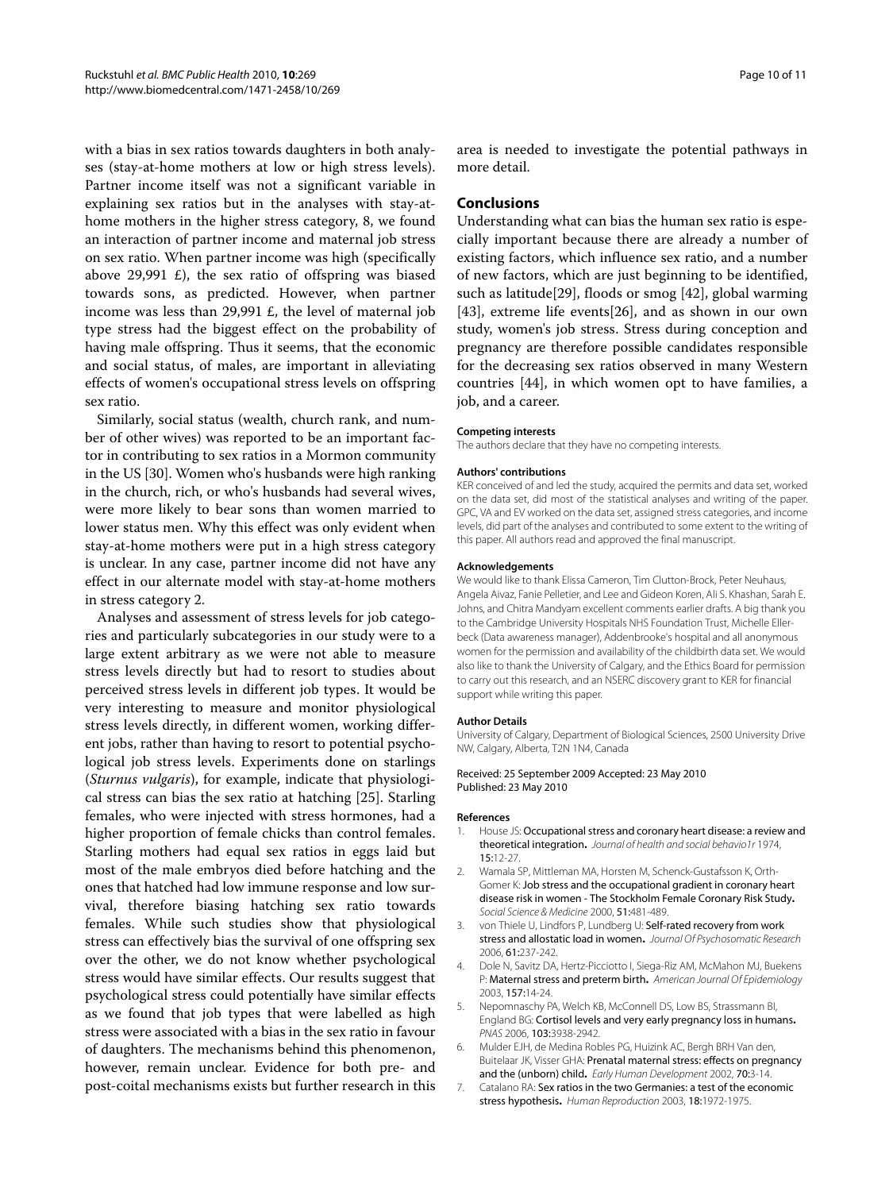with a bias in sex ratios towards daughters in both analyses (stay-at-home mothers at low or high stress levels). Partner income itself was not a significant variable in explaining sex ratios but in the analyses with stay-at-home mothers in the higher stress category, 8, we found an interaction of partner income and maternal job stress on sex ratio. When partner income was high (specifically above 29,991 £), the sex ratio of offspring was biased towards sons, as predicted. However, when partner income was less than 29,991 £, the level of maternal job type stress had the biggest effect on the probability of having male offspring. Thus it seems, that the economic and social status, of males, are important in alleviating effects of women's occupational stress levels on offspring sex ratio.

Similarly, social status (wealth, church rank, and number of other wives) was reported to be an important factor in contributing to sex ratios in a Mormon community in the US [30]. Women who's husbands were high ranking in the church, rich, or who's husbands had several wives, were more likely to bear sons than women married to lower status men. Why this effect was only evident when stay-at-home mothers were put in a high stress category is unclear. In any case, partner income did not have any effect in our alternate model with stay-at-home mothers in stress category 2.

Analyses and assessment of stress levels for job categories and particularly subcategories in our study were to a large extent arbitrary as we were not able to measure stress levels directly but had to resort to studies about perceived stress levels in different job types. It would be very interesting to measure and monitor physiological stress levels directly, in different women, working different jobs, rather than having to resort to potential psychological job stress levels. Experiments done on starlings (*Sturnus vulgaris*), for example, indicate that physiological stress can bias the sex ratio at hatching [25]. Starling females, who were injected with stress hormones, had a higher proportion of female chicks than control females. Starling mothers had equal sex ratios in eggs laid but most of the male embryos died before hatching and the ones that hatched had low immune response and low survival, therefore biasing hatching sex ratio towards females. While such studies show that physiological stress can effectively bias the survival of one offspring sex over the other, we do not know whether psychological stress would have similar effects. Our results suggest that psychological stress could potentially have similar effects as we found that job types that were labelled as high stress were associated with a bias in the sex ratio in favour of daughters. The mechanisms behind this phenomenon, however, remain unclear. Evidence for both pre- and post-coital mechanisms exists but further research in this area is needed to investigate the potential pathways in more detail.

## Conclusions

Understanding what can bias the human sex ratio is especially important because there are already a number of existing factors, which influence sex ratio, and a number of new factors, which are just beginning to be identified, such as latitude[29], floods or smog [42], global warming [43], extreme life events[26], and as shown in our own study, women's job stress. Stress during conception and pregnancy are therefore possible candidates responsible for the decreasing sex ratios observed in many Western countries [44], in which women opt to have families, a job, and a career.

#### Competing interests

The authors declare that they have no competing interests.

#### Authors' contributions

KER conceived of and led the study, acquired the permits and data set, worked on the data set, did most of the statistical analyses and writing of the paper. GPC, VA and EV worked on the data set, assigned stress categories, and income levels, did part of the analyses and contributed to some extent to the writing of this paper. All authors read and approved the final manuscript.

#### Acknowledgements

We would like to thank Elissa Cameron, Tim Clutton-Brock, Peter Neuhaus, Angela Aivaz, Fanie Pelletier, and Lee and Gideon Koren, Ali S. Khashan, Sarah E. Johns, and Chitra Mandyam excellent comments earlier drafts. A big thank you to the Cambridge University Hospitals NHS Foundation Trust, Michelle Ellerbeck (Data awareness manager), Addenbrooke's hospital and all anonymous women for the permission and availability of the childbirth data set. We would also like to thank the University of Calgary, and the Ethics Board for permission to carry out this research, and an NSERC discovery grant to KER for financial support while writing this paper.

#### Author Details

University of Calgary, Department of Biological Sciences, 2500 University Drive NW, Calgary, Alberta, T2N 1N4, Canada

Received: 25 September 2009 Accepted: 23 May 2010
Published: 23 May 2010

#### References

1. House JS: **Occupational stress and coronary heart disease: a review and theoretical integration.** *Journal of health and social behavio1r* 1974, **15:**12-27.
2. Wamala SP, Mittleman MA, Horsten M, Schenck-Gustafsson K, Orth-Gomer K: **Job stress and the occupational gradient in coronary heart disease risk in women - The Stockholm Female Coronary Risk Study.** *Social Science & Medicine* 2000, **51:**481-489.
3. von Thiele U, Lindfors P, Lundberg U: **Self-rated recovery from work stress and allostatic load in women.** *Journal Of Psychosomatic Research* 2006, **61:**237-242.
4. Dole N, Savitz DA, Hertz-Picciotto I, Siega-Riz AM, McMahon MJ, Buekens P: **Maternal stress and preterm birth.** *American Journal Of Epidemiology* 2003, **157:**14-24.
5. Nepomnaschy PA, Welch KB, McConnell DS, Low BS, Strassmann BI, England BG: **Cortisol levels and very early pregnancy loss in humans.** *PNAS* 2006, **103:**3938-2942.
6. Mulder EJH, de Medina Robles PG, Huizink AC, Bergh BRH Van den, Buitelaar JK, Visser GHA: **Prenatal maternal stress: effects on pregnancy and the (unborn) child.** *Early Human Development* 2002, **70:**3-14.
7. Catalano RA: **Sex ratios in the two Germanies: a test of the economic stress hypothesis.** *Human Reproduction* 2003, **18:**1972-1975.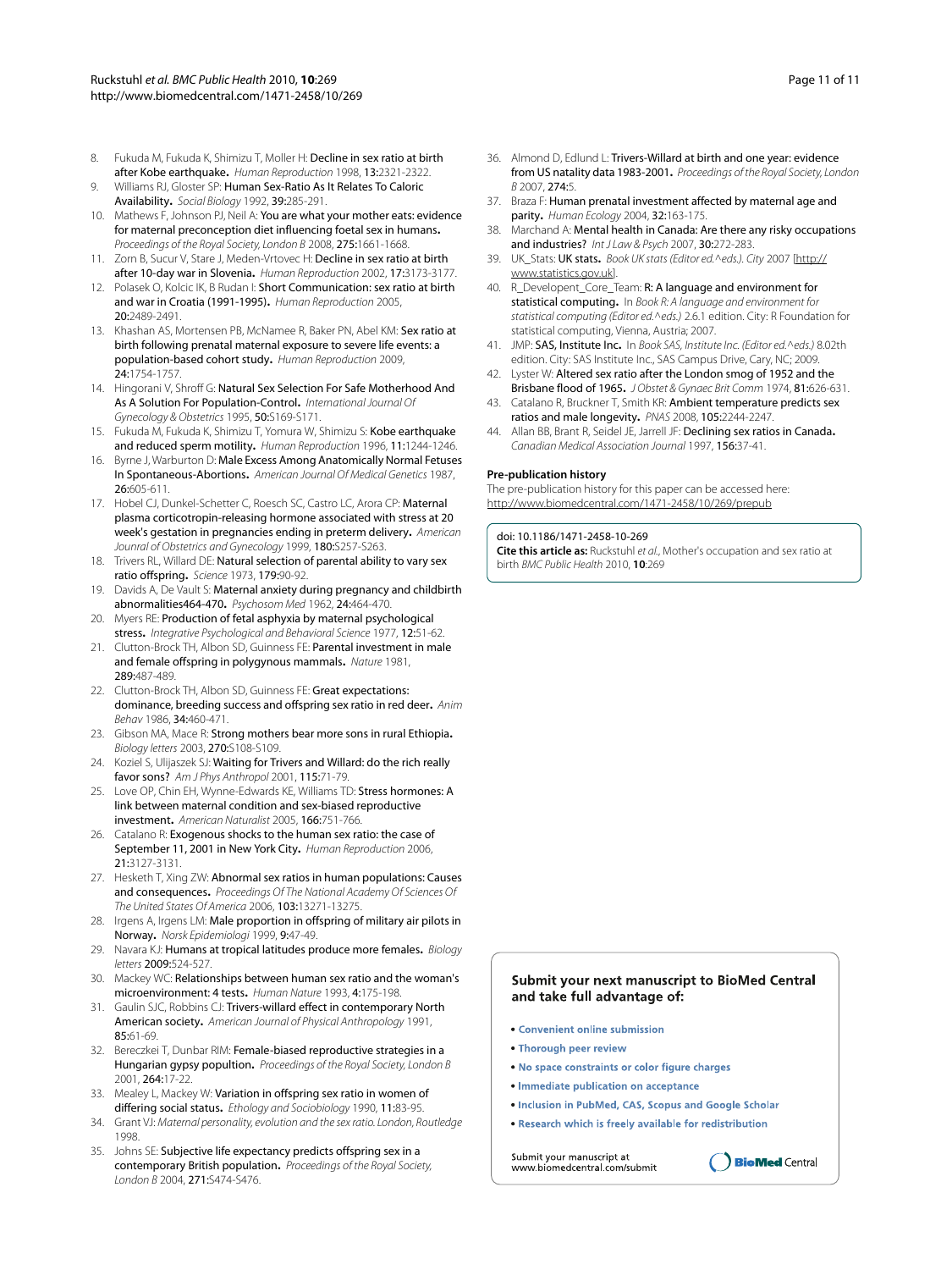8. Fukuda M, Fukuda K, Shimizu T, Moller H: **Decline in sex ratio at birth after Kobe earthquake.** *Human Reproduction* 1998, **13**:2321-2322.
9. Williams RJ, Gloster SP: **Human Sex-Ratio As It Relates To Caloric Availability.** *Social Biology* 1992, **39**:285-291.
10. Mathews F, Johnson PJ, Neil A: **You are what your mother eats: evidence for maternal preconception diet influencing foetal sex in humans.** *Proceedings of the Royal Society, London B* 2008, **275**:1661-1668.
11. Zorn B, Sucur V, Stare J, Meden-Vrtovec H: **Decline in sex ratio at birth after 10-day war in Slovenia.** *Human Reproduction* 2002, **17**:3173-3177.
12. Polasek O, Kolcic IK, B Rudan I: **Short Communication: sex ratio at birth and war in Croatia (1991-1995).** *Human Reproduction* 2005, **20**:2489-2491.
13. Khashan AS, Mortensen PB, McNamee R, Baker PN, Abel KM: **Sex ratio at birth following prenatal maternal exposure to severe life events: a population-based cohort study.** *Human Reproduction* 2009, **24**:1754-1757.
14. Hingorani V, Shroff G: **Natural Sex Selection For Safe Motherhood And As A Solution For Population-Control.** *International Journal Of Gynecology & Obstetrics* 1995, **50**:S169-S171.
15. Fukuda M, Fukuda K, Shimizu T, Yomura W, Shimizu S: **Kobe earthquake and reduced sperm motility.** *Human Reproduction* 1996, **11**:1244-1246.
16. Byrne J, Warburton D: **Male Excess Among Anatomically Normal Fetuses In Spontaneous-Abortions.** *American Journal Of Medical Genetics* 1987, **26**:605-611.
17. Hobel CJ, Dunkel-Schetter C, Roesch SC, Castro LC, Arora CP: **Maternal plasma corticotropin-releasing hormone associated with stress at 20 week's gestation in pregnancies ending in preterm delivery.** *American Jounral of Obstetrics and Gynecology* 1999, **180**:S257-S263.
18. Trivers RL, Willard DE: **Natural selection of parental ability to vary sex ratio offspring.** *Science* 1973, **179**:90-92.
19. Davids A, De Vault S: **Maternal anxiety during pregnancy and childbirth abnormalities464-470.** *Psychosom Med* 1962, **24**:464-470.
20. Myers RE: **Production of fetal asphyxia by maternal psychological stress.** *Integrative Psychological and Behavioral Science* 1977, **12**:51-62.
21. Clutton-Brock TH, Albon SD, Guinness FE: **Parental investment in male and female offspring in polygynous mammals.** *Nature* 1981, **289**:487-489.
22. Clutton-Brock TH, Albon SD, Guinness FE: **Great expectations: dominance, breeding success and offspring sex ratio in red deer.** *Anim Behav* 1986, **34**:460-471.
23. Gibson MA, Mace R: **Strong mothers bear more sons in rural Ethiopia.** *Biology letters* 2003, **270**:S108-S109.
24. Koziel S, Ulijaszek SJ: **Waiting for Trivers and Willard: do the rich really favor sons?** *Am J Phys Anthropol* 2001, **115**:71-79.
25. Love OP, Chin EH, Wynne-Edwards KE, Williams TD: **Stress hormones: A link between maternal condition and sex-biased reproductive investment.** *American Naturalist* 2005, **166**:751-766.
26. Catalano R: **Exogenous shocks to the human sex ratio: the case of September 11, 2001 in New York City.** *Human Reproduction* 2006, **21**:3127-3131.
27. Hesketh T, Xing ZW: **Abnormal sex ratios in human populations: Causes and consequences.** *Proceedings Of The National Academy Of Sciences Of The United States Of America* 2006, **103**:13271-13275.
28. Irgens A, Irgens LM: **Male proportion in offspring of military air pilots in Norway.** *Norsk Epidemiologi* 1999, **9**:47-49.
29. Navara KJ: **Humans at tropical latitudes produce more females.** *Biology letters* **2009**:524-527.
30. Mackey WC: **Relationships between human sex ratio and the woman's microenvironment: 4 tests.** *Human Nature* 1993, **4**:175-198.
31. Gaulin SJC, Robbins CJ: **Trivers-willard effect in contemporary North American society.** *American Journal of Physical Anthropology* 1991, **85**:61-69.
32. Bereczkei T, Dunbar RIM: **Female-biased reproductive strategies in a Hungarian gypsy popultion.** *Proceedings of the Royal Society, London B* 2001, **264**:17-22.
33. Mealey L, Mackey W: **Variation in offspring sex ratio in women of differing social status.** *Ethology and Sociobiology* 1990, **11**:83-95.
34. Grant VJ: *Maternal personality, evolution and the sex ratio.* London, Routledge 1998.
35. Johns SE: **Subjective life expectancy predicts offspring sex in a contemporary British population.** *Proceedings of the Royal Society, London B* 2004, **271**:S474-S476.
36. Almond D, Edlund L: **Trivers-Willard at birth and one year: evidence from US natality data 1983-2001.** *Proceedings of the Royal Society, London B* 2007, **274**:5.
37. Braza F: **Human prenatal investment affected by maternal age and parity.** *Human Ecology* 2004, **32**:163-175.
38. Marchand A: **Mental health in Canada: Are there any risky occupations and industries?** *Int J Law & Psych* 2007, **30**:272-283.
39. UK_Stats: **UK stats.** *Book UK stats (Editor ed.^eds.). City* 2007 [http://www.statistics.gov.uk].
40. R_Development_Core_Team: **R: A language and environment for statistical computing.** In *Book R: A language and environment for statistical computing (Editor ed.^eds.)* 2.6.1 edition. City: R Foundation for statistical computing, Vienna, Austria; 2007.
41. JMP: **SAS, Institute Inc.** In *Book SAS, Institute Inc. (Editor ed.^eds.)* 8.02th edition. City: SAS Institute Inc., SAS Campus Drive, Cary, NC; 2009.
42. Lyster W: **Altered sex ratio after the London smog of 1952 and the Brisbane flood of 1965.** *J Obstet & Gynaec Brit Comm* 1974, **81**:626-631.
43. Catalano R, Bruckner T, Smith KR: **Ambient temperature predicts sex ratios and male longevity.** *PNAS* 2008, **105**:2244-2247.
44. Allan BB, Brant R, Seidel JE, Jarrell JF: **Declining sex ratios in Canada.** *Canadian Medical Association Journal* 1997, **156**:37-41.

**Pre-publication history**

The pre-publication history for this paper can be accessed here:
http://www.biomedcentral.com/1471-2458/10/269/prepub

doi: 10.1186/1471-2458-10-269
**Cite this article as:** Ruckstuhl *et al.*, Mother's occupation and sex ratio at birth *BMC Public Health* 2010, **10**:269

**Submit your next manuscript to BioMed Central and take full advantage of:**

- Convenient online submission
- Thorough peer review
- No space constraints or color figure charges
- Immediate publication on acceptance
- Inclusion in PubMed, CAS, Scopus and Google Scholar
- Research which is freely available for redistribution

Submit your manuscript at
www.biomedcentral.com/submit

BioMed Central